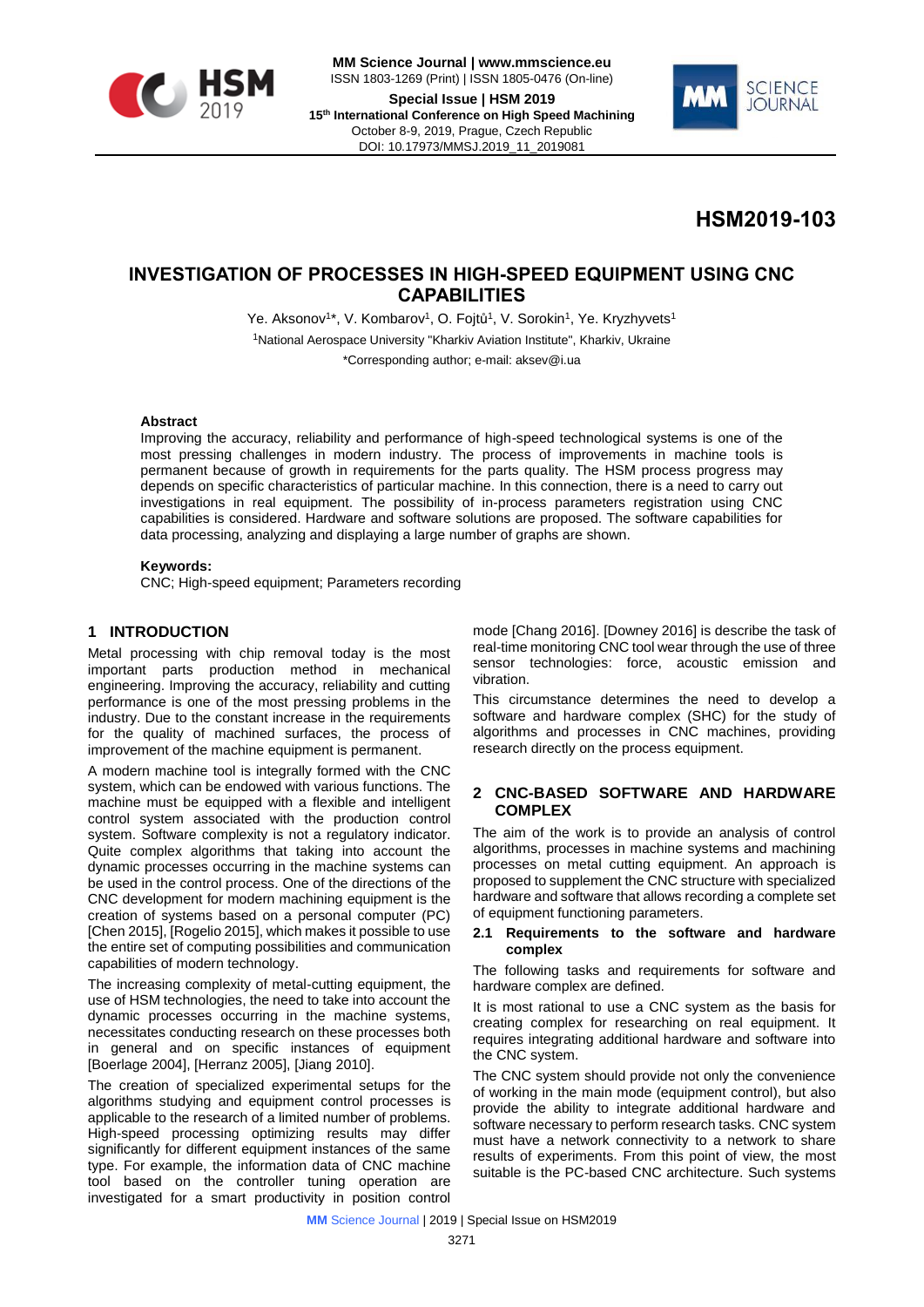# HSM2019-103

# INVESTIGATION OF PROCESSES IN HIGH-SPEED EQUIPMENT USING CNC CAPABILITIES

Ye. Aksonov[1]*, V. Kombarov[1], O. Fojtů[1], V. Sorokin[1], Ye. Kryzhyvets[1]

[1]National Aerospace University "Kharkiv Aviation Institute", Kharkiv, Ukraine

*Corresponding author; e-mail: aksev@i.ua

### Abstract

Improving the accuracy, reliability and performance of high-speed technological systems is one of the most pressing challenges in modern industry. The process of improvements in machine tools is permanent because of growth in requirements for the parts quality. The HSM process progress may depends on specific characteristics of particular machine. In this connection, there is a need to carry out investigations in real equipment. The possibility of in-process parameters registration using CNC capabilities is considered. Hardware and software solutions are proposed. The software capabilities for data processing, analyzing and displaying a large number of graphs are shown.

### Keywords:

CNC; High-speed equipment; Parameters recording

## 1 INTRODUCTION

Metal processing with chip removal today is the most important parts production method in mechanical engineering. Improving the accuracy, reliability and cutting performance is one of the most pressing problems in the industry. Due to the constant increase in the requirements for the quality of machined surfaces, the process of improvement of the machine equipment is permanent.

A modern machine tool is integrally formed with the CNC system, which can be endowed with various functions. The machine must be equipped with a flexible and intelligent control system associated with the production control system. Software complexity is not a regulatory indicator. Quite complex algorithms that taking into account the dynamic processes occurring in the machine systems can be used in the control process. One of the directions of the CNC development for modern machining equipment is the creation of systems based on a personal computer (PC) [Chen 2015], [Rogelio 2015], which makes it possible to use the entire set of computing possibilities and communication capabilities of modern technology.

The increasing complexity of metal-cutting equipment, the use of HSM technologies, the need to take into account the dynamic processes occurring in the machine systems, necessitates conducting research on these processes both in general and on specific instances of equipment [Boerlage 2004], [Herranz 2005], [Jiang 2010].

The creation of specialized experimental setups for the algorithms studying and equipment control processes is applicable to the research of a limited number of problems. High-speed processing optimizing results may differ significantly for different equipment instances of the same type. For example, the information data of CNC machine tool based on the controller tuning operation are investigated for a smart productivity in position control mode [Chang 2016]. [Downey 2016] is describe the task of real-time monitoring CNC tool wear through the use of three sensor technologies: force, acoustic emission and vibration.

This circumstance determines the need to develop a software and hardware complex (SHC) for the study of algorithms and processes in CNC machines, providing research directly on the process equipment.

## 2 CNC-BASED SOFTWARE AND HARDWARE COMPLEX

The aim of the work is to provide an analysis of control algorithms, processes in machine systems and machining processes on metal cutting equipment. An approach is proposed to supplement the CNC structure with specialized hardware and software that allows recording a complete set of equipment functioning parameters.

### 2.1 Requirements to the software and hardware complex

The following tasks and requirements for software and hardware complex are defined.

It is most rational to use a CNC system as the basis for creating complex for researching on real equipment. It requires integrating additional hardware and software into the CNC system.

The CNC system should provide not only the convenience of working in the main mode (equipment control), but also provide the ability to integrate additional hardware and software necessary to perform research tasks. CNC system must have a network connectivity to a network to share results of experiments. From this point of view, the most suitable is the PC-based CNC architecture. Such systems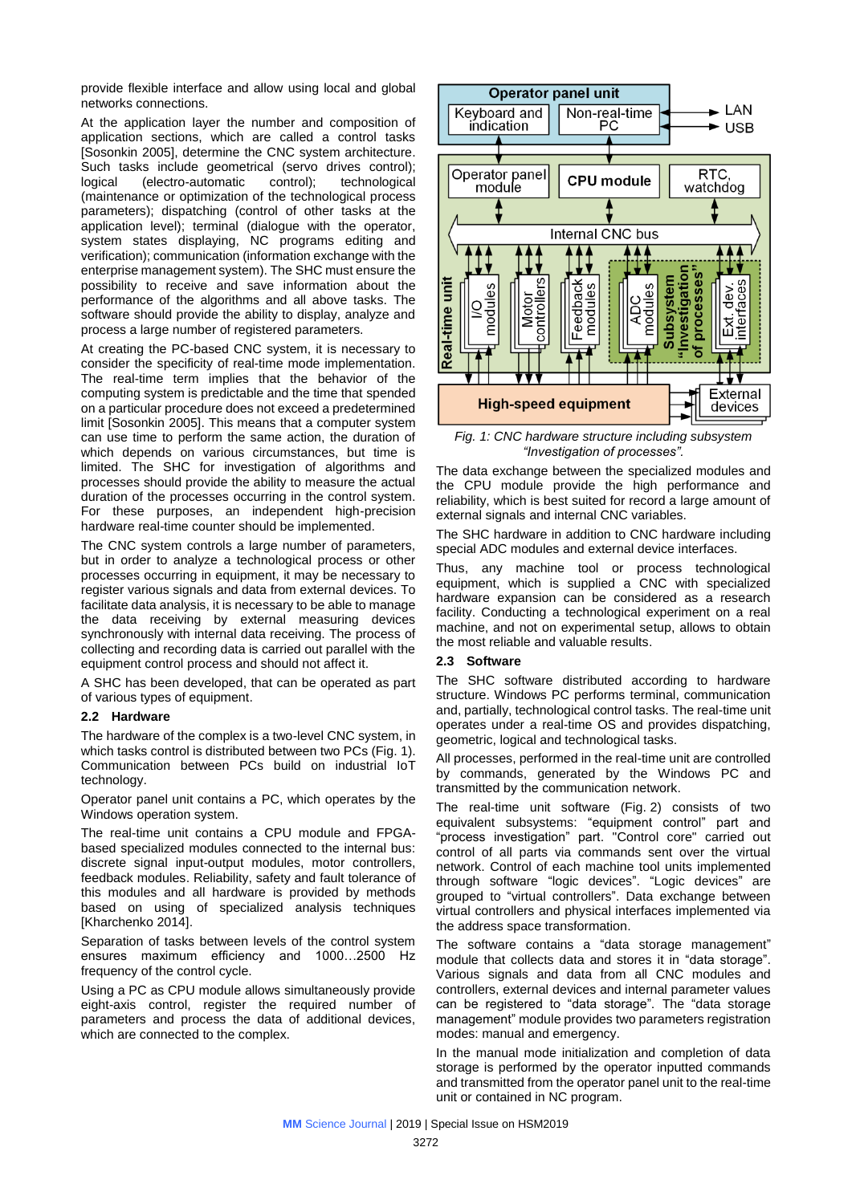provide flexible interface and allow using local and global networks connections.

At the application layer the number and composition of application sections, which are called a control tasks [Sosonkin 2005], determine the CNC system architecture. Such tasks include geometrical (servo drives control); logical (electro-automatic control); technological (maintenance or optimization of the technological process parameters); dispatching (control of other tasks at the application level); terminal (dialogue with the operator, system states displaying, NC programs editing and verification); communication (information exchange with the enterprise management system). The SHC must ensure the possibility to receive and save information about the performance of the algorithms and all above tasks. The software should provide the ability to display, analyze and process a large number of registered parameters.

At creating the PC-based CNC system, it is necessary to consider the specificity of real-time mode implementation. The real-time term implies that the behavior of the computing system is predictable and the time that spended on a particular procedure does not exceed a predetermined limit [Sosonkin 2005]. This means that a computer system can use time to perform the same action, the duration of which depends on various circumstances, but time is limited. The SHC for investigation of algorithms and processes should provide the ability to measure the actual duration of the processes occurring in the control system. For these purposes, an independent high-precision hardware real-time counter should be implemented.

The CNC system controls a large number of parameters, but in order to analyze a technological process or other processes occurring in equipment, it may be necessary to register various signals and data from external devices. To facilitate data analysis, it is necessary to be able to manage the data receiving by external measuring devices synchronously with internal data receiving. The process of collecting and recording data is carried out parallel with the equipment control process and should not affect it.

A SHC has been developed, that can be operated as part of various types of equipment.

### 2.2 Hardware

The hardware of the complex is a two-level CNC system, in which tasks control is distributed between two PCs (Fig. 1). Communication between PCs build on industrial IoT technology.

Operator panel unit contains a PC, which operates by the Windows operation system.

The real-time unit contains a CPU module and FPGA-based specialized modules connected to the internal bus: discrete signal input-output modules, motor controllers, feedback modules. Reliability, safety and fault tolerance of this modules and all hardware is provided by methods based on using of specialized analysis techniques [Kharchenko 2014].

Separation of tasks between levels of the control system ensures maximum efficiency and 1000…2500 Hz frequency of the control cycle.

Using a PC as CPU module allows simultaneously provide eight-axis control, register the required number of parameters and process the data of additional devices, which are connected to the complex.

*Fig. 1: CNC hardware structure including subsystem "Investigation of processes".*

The data exchange between the specialized modules and the CPU module provide the high performance and reliability, which is best suited for record a large amount of external signals and internal CNC variables.

The SHC hardware in addition to CNC hardware including special ADC modules and external device interfaces.

Thus, any machine tool or process technological equipment, which is supplied a CNC with specialized hardware expansion can be considered as a research facility. Conducting a technological experiment on a real machine, and not on experimental setup, allows to obtain the most reliable and valuable results.

### 2.3 Software

The SHC software distributed according to hardware structure. Windows PC performs terminal, communication and, partially, technological control tasks. The real-time unit operates under a real-time OS and provides dispatching, geometric, logical and technological tasks.

All processes, performed in the real-time unit are controlled by commands, generated by the Windows PC and transmitted by the communication network.

The real-time unit software (Fig. 2) consists of two equivalent subsystems: "equipment control" part and "process investigation" part. "Control core" carried out control of all parts via commands sent over the virtual network. Control of each machine tool units implemented through software "logic devices". "Logic devices" are grouped to "virtual controllers". Data exchange between virtual controllers and physical interfaces implemented via the address space transformation.

The software contains a "data storage management" module that collects data and stores it in "data storage". Various signals and data from all CNC modules and controllers, external devices and internal parameter values can be registered to "data storage". The "data storage management" module provides two parameters registration modes: manual and emergency.

In the manual mode initialization and completion of data storage is performed by the operator inputted commands and transmitted from the operator panel unit to the real-time unit or contained in NC program.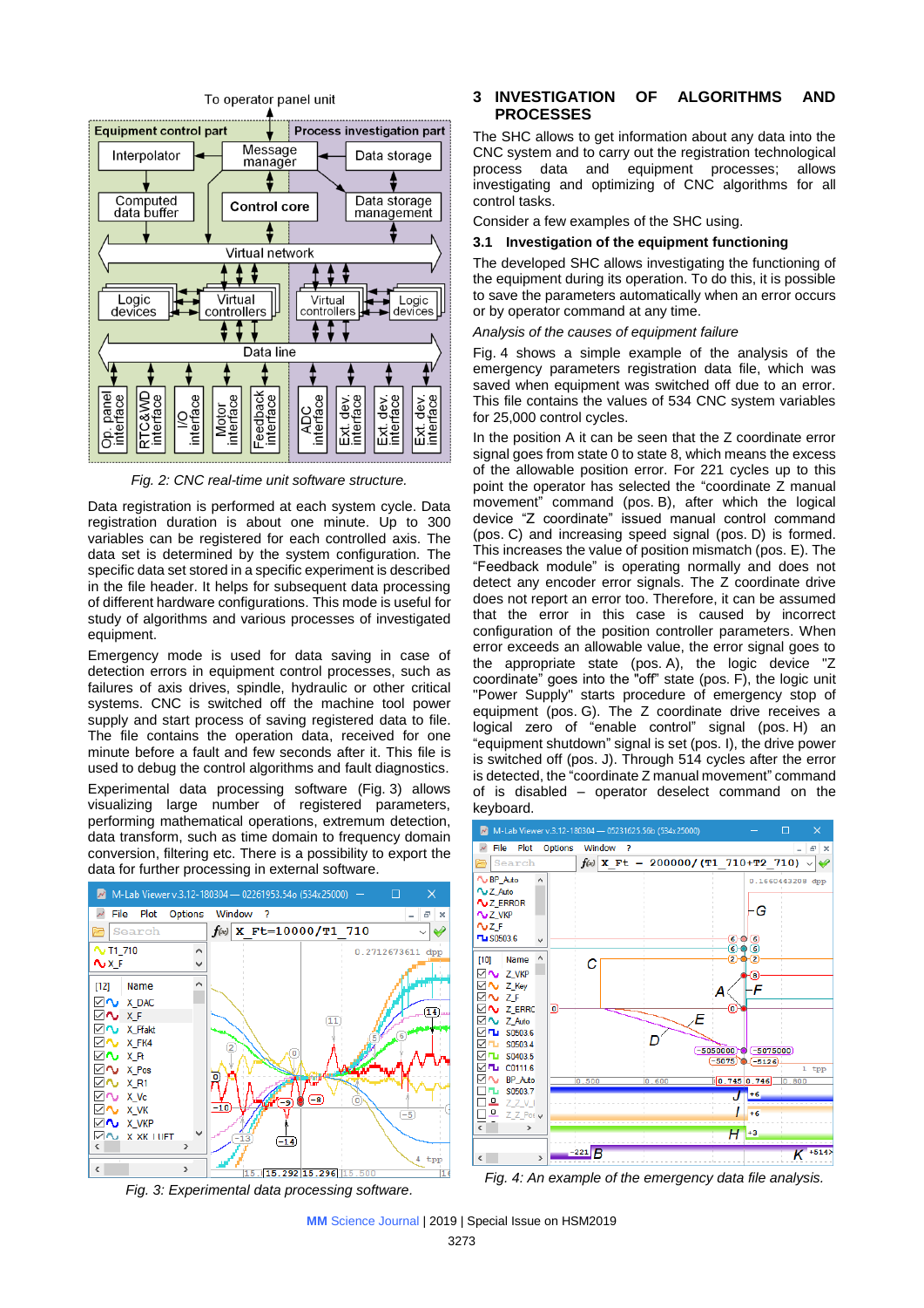Fig. 2: CNC real-time unit software structure.

Data registration is performed at each system cycle. Data registration duration is about one minute. Up to 300 variables can be registered for each controlled axis. The data set is determined by the system configuration. The specific data set stored in a specific experiment is described in the file header. It helps for subsequent data processing of different hardware configurations. This mode is useful for study of algorithms and various processes of investigated equipment.

Emergency mode is used for data saving in case of detection errors in equipment control processes, such as failures of axis drives, spindle, hydraulic or other critical systems. CNC is switched off the machine tool power supply and start process of saving registered data to file. The file contains the operation data, received for one minute before a fault and few seconds after it. This file is used to debug the control algorithms and fault diagnostics.

Experimental data processing software (Fig. 3) allows visualizing large number of registered parameters, performing mathematical operations, extremum detection, data transform, such as time domain to frequency domain conversion, filtering etc. There is a possibility to export the data for further processing in external software.

Fig. 3: Experimental data processing software.

## 3 INVESTIGATION OF ALGORITHMS AND PROCESSES

The SHC allows to get information about any data into the CNC system and to carry out the registration technological process data and equipment processes; allows investigating and optimizing of CNC algorithms for all control tasks.

Consider a few examples of the SHC using.

### 3.1 Investigation of the equipment functioning

The developed SHC allows investigating the functioning of the equipment during its operation. To do this, it is possible to save the parameters automatically when an error occurs or by operator command at any time.

*Analysis of the causes of equipment failure*

Fig. 4 shows a simple example of the analysis of the emergency parameters registration data file, which was saved when equipment was switched off due to an error. This file contains the values of 534 CNC system variables for 25,000 control cycles.

In the position A it can be seen that the Z coordinate error signal goes from state 0 to state 8, which means the excess of the allowable position error. For 221 cycles up to this point the operator has selected the "coordinate Z manual movement" command (pos. B), after which the logical device "Z coordinate" issued manual control command (pos. C) and increasing speed signal (pos. D) is formed. This increases the value of position mismatch (pos. E). The "Feedback module" is operating normally and does not detect any encoder error signals. The Z coordinate drive does not report an error too. Therefore, it can be assumed that the error in this case is caused by incorrect configuration of the position controller parameters. When error exceeds an allowable value, the error signal goes to the appropriate state (pos. A), the logic device "Z coordinate" goes into the "off" state (pos. F), the logic unit "Power Supply" starts procedure of emergency stop of equipment (pos. G). The Z coordinate drive receives a logical zero of "enable control" signal (pos. H) an "equipment shutdown" signal is set (pos. I), the drive power is switched off (pos. J). Through 514 cycles after the error is detected, the "coordinate Z manual movement" command of is disabled – operator deselect command on the keyboard.

Fig. 4: An example of the emergency data file analysis.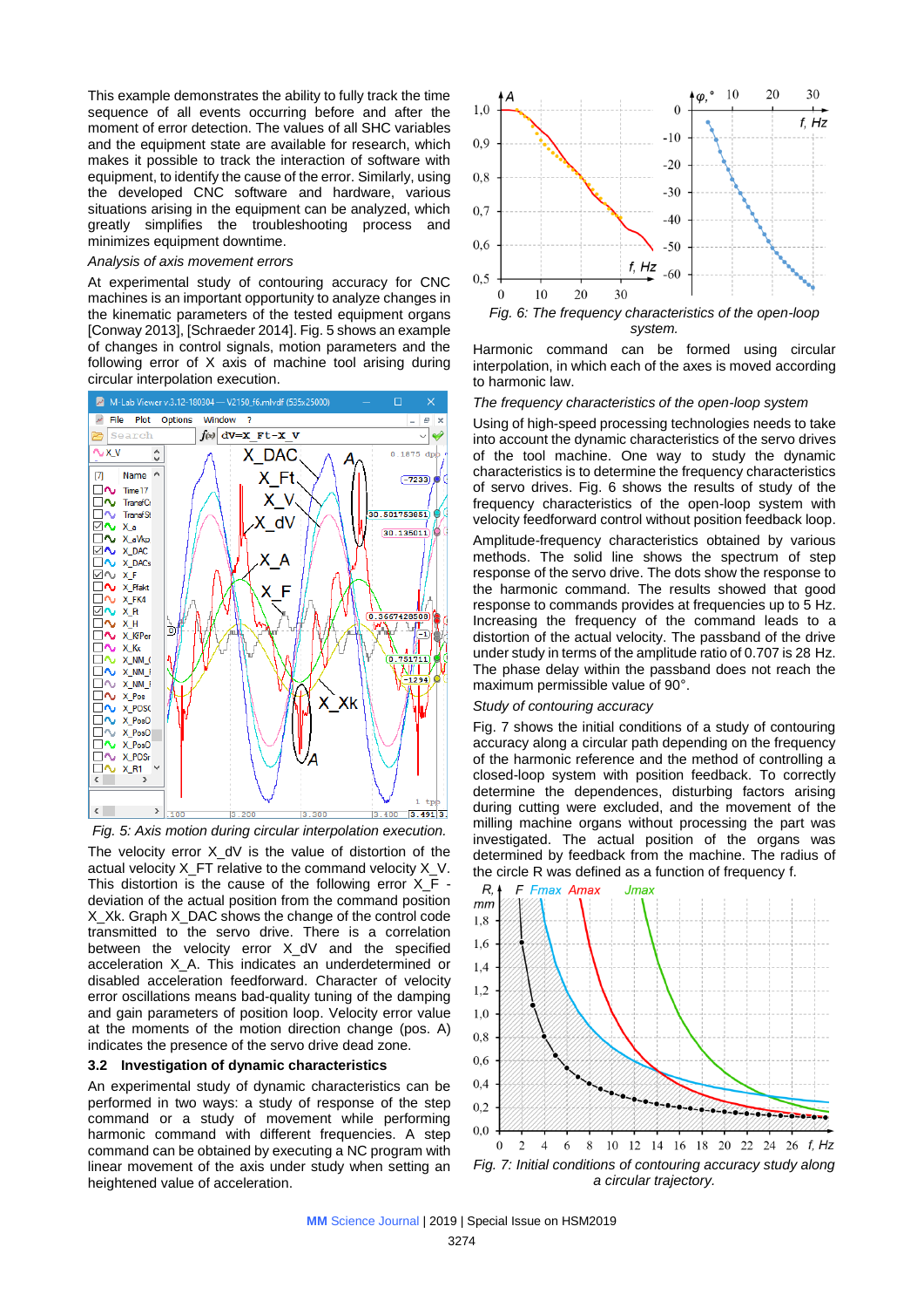This example demonstrates the ability to fully track the time sequence of all events occurring before and after the moment of error detection. The values of all SHC variables and the equipment state are available for research, which makes it possible to track the interaction of software with equipment, to identify the cause of the error. Similarly, using the developed CNC software and hardware, various situations arising in the equipment can be analyzed, which greatly simplifies the troubleshooting process and minimizes equipment downtime.

*Analysis of axis movement errors*

At experimental study of contouring accuracy for CNC machines is an important opportunity to analyze changes in the kinematic parameters of the tested equipment organs [Conway 2013], [Schraeder 2014]. Fig. 5 shows an example of changes in control signals, motion parameters and the following error of X axis of machine tool arising during circular interpolation execution.

*Fig. 5: Axis motion during circular interpolation execution.*

The velocity error X_dV is the value of distortion of the actual velocity X_FT relative to the command velocity X_V. This distortion is the cause of the following error X_F - deviation of the actual position from the command position X_Xk. Graph X_DAC shows the change of the control code transmitted to the servo drive. There is a correlation between the velocity error X_dV and the specified acceleration X_A. This indicates an underdetermined or disabled acceleration feedforward. Character of velocity error oscillations means bad-quality tuning of the damping and gain parameters of position loop. Velocity error value at the moments of the motion direction change (pos. A) indicates the presence of the servo drive dead zone.

### 3.2 Investigation of dynamic characteristics

An experimental study of dynamic characteristics can be performed in two ways: a study of response of the step command or a study of movement while performing harmonic command with different frequencies. A step command can be obtained by executing a NC program with linear movement of the axis under study when setting an heightened value of acceleration.

*Fig. 6: The frequency characteristics of the open-loop system.*

Harmonic command can be formed using circular interpolation, in which each of the axes is moved according to harmonic law.

*The frequency characteristics of the open-loop system*

Using of high-speed processing technologies needs to take into account the dynamic characteristics of the servo drives of the tool machine. One way to study the dynamic characteristics is to determine the frequency characteristics of servo drives. Fig. 6 shows the results of study of the frequency characteristics of the open-loop system with velocity feedforward control without position feedback loop.

Amplitude-frequency characteristics obtained by various methods. The solid line shows the spectrum of step response of the servo drive. The dots show the response to the harmonic command. The results showed that good response to commands provides at frequencies up to 5 Hz. Increasing the frequency of the command leads to a distortion of the actual velocity. The passband of the drive under study in terms of the amplitude ratio of 0.707 is 28 Hz. The phase delay within the passband does not reach the maximum permissible value of 90°.

*Study of contouring accuracy*

Fig. 7 shows the initial conditions of a study of contouring accuracy along a circular path depending on the frequency of the harmonic reference and the method of controlling a closed-loop system with position feedback. To correctly determine the dependences, disturbing factors arising during cutting were excluded, and the movement of the milling machine organs without processing the part was investigated. The actual position of the organs was determined by feedback from the machine. The radius of the circle R was defined as a function of frequency f.

*Fig. 7: Initial conditions of contouring accuracy study along a circular trajectory.*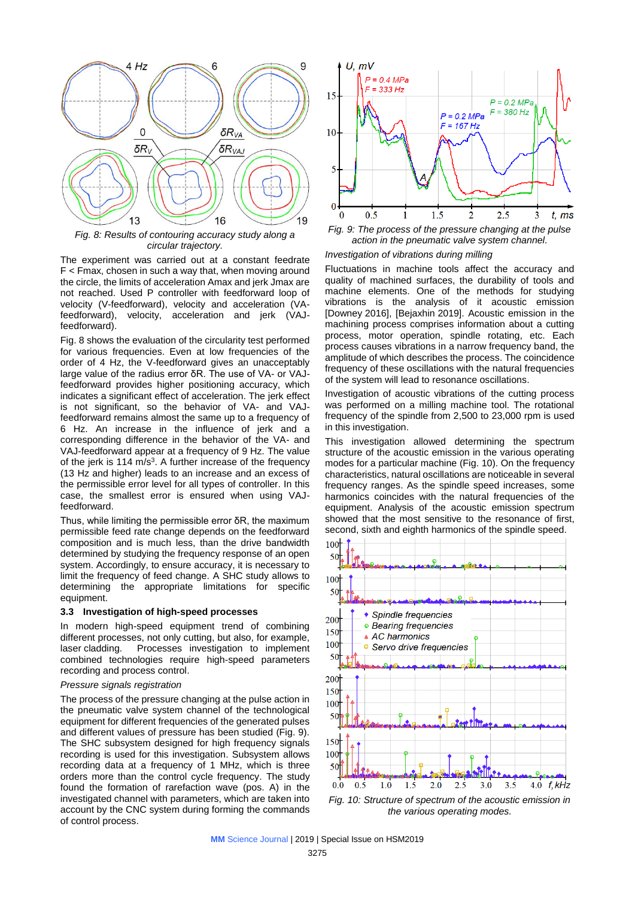Fig. 8: Results of contouring accuracy study along a circular trajectory.

The experiment was carried out at a constant feedrate F < Fmax, chosen in such a way that, when moving around the circle, the limits of acceleration Amax and jerk Jmax are not reached. Used P controller with feedforward loop of velocity (V-feedforward), velocity and acceleration (VA-feedforward), velocity, acceleration and jerk (VAJ-feedforward).

Fig. 8 shows the evaluation of the circularity test performed for various frequencies. Even at low frequencies of the order of 4 Hz, the V-feedforward gives an unacceptably large value of the radius error δR. The use of VA- or VAJ-feedforward provides higher positioning accuracy, which indicates a significant effect of acceleration. The jerk effect is not significant, so the behavior of VA- and VAJ-feedforward remains almost the same up to a frequency of 6 Hz. An increase in the influence of jerk and a corresponding difference in the behavior of the VA- and VAJ-feedforward appear at a frequency of 9 Hz. The value of the jerk is 114 m/s$^3$. A further increase of the frequency (13 Hz and higher) leads to an increase and an excess of the permissible error level for all types of controller. In this case, the smallest error is ensured when using VAJ-feedforward.

Thus, while limiting the permissible error δR, the maximum permissible feed rate change depends on the feedforward composition and is much less, than the drive bandwidth determined by studying the frequency response of an open system. Accordingly, to ensure accuracy, it is necessary to limit the frequency of feed change. A SHC study allows to determining the appropriate limitations for specific equipment.

### 3.3 Investigation of high-speed processes

In modern high-speed equipment trend of combining different processes, not only cutting, but also, for example, laser cladding. Processes investigation to implement combined technologies require high-speed parameters recording and process control.

*Pressure signals registration*

The process of the pressure changing at the pulse action in the pneumatic valve system channel of the technological equipment for different frequencies of the generated pulses and different values of pressure has been studied (Fig. 9). The SHC subsystem designed for high frequency signals recording is used for this investigation. Subsystem allows recording data at a frequency of 1 MHz, which is three orders more than the control cycle frequency. The study found the formation of rarefaction wave (pos. A) in the investigated channel with parameters, which are taken into account by the CNC system during forming the commands of control process.

Fig. 9: The process of the pressure changing at the pulse action in the pneumatic valve system channel.

*Investigation of vibrations during milling*

Fluctuations in machine tools affect the accuracy and quality of machined surfaces, the durability of tools and machine elements. One of the methods for studying vibrations is the analysis of it acoustic emission [Downey 2016], [Bejaxhin 2019]. Acoustic emission in the machining process comprises information about a cutting process, motor operation, spindle rotating, etc. Each process causes vibrations in a narrow frequency band, the amplitude of which describes the process. The coincidence frequency of these oscillations with the natural frequencies of the system will lead to resonance oscillations.

Investigation of acoustic vibrations of the cutting process was performed on a milling machine tool. The rotational frequency of the spindle from 2,500 to 23,000 rpm is used in this investigation.

This investigation allowed determining the spectrum structure of the acoustic emission in the various operating modes for a particular machine (Fig. 10). On the frequency characteristics, natural oscillations are noticeable in several frequency ranges. As the spindle speed increases, some harmonics coincides with the natural frequencies of the equipment. Analysis of the acoustic emission spectrum showed that the most sensitive to the resonance of first, second, sixth and eighth harmonics of the spindle speed.

Fig. 10: Structure of spectrum of the acoustic emission in the various operating modes.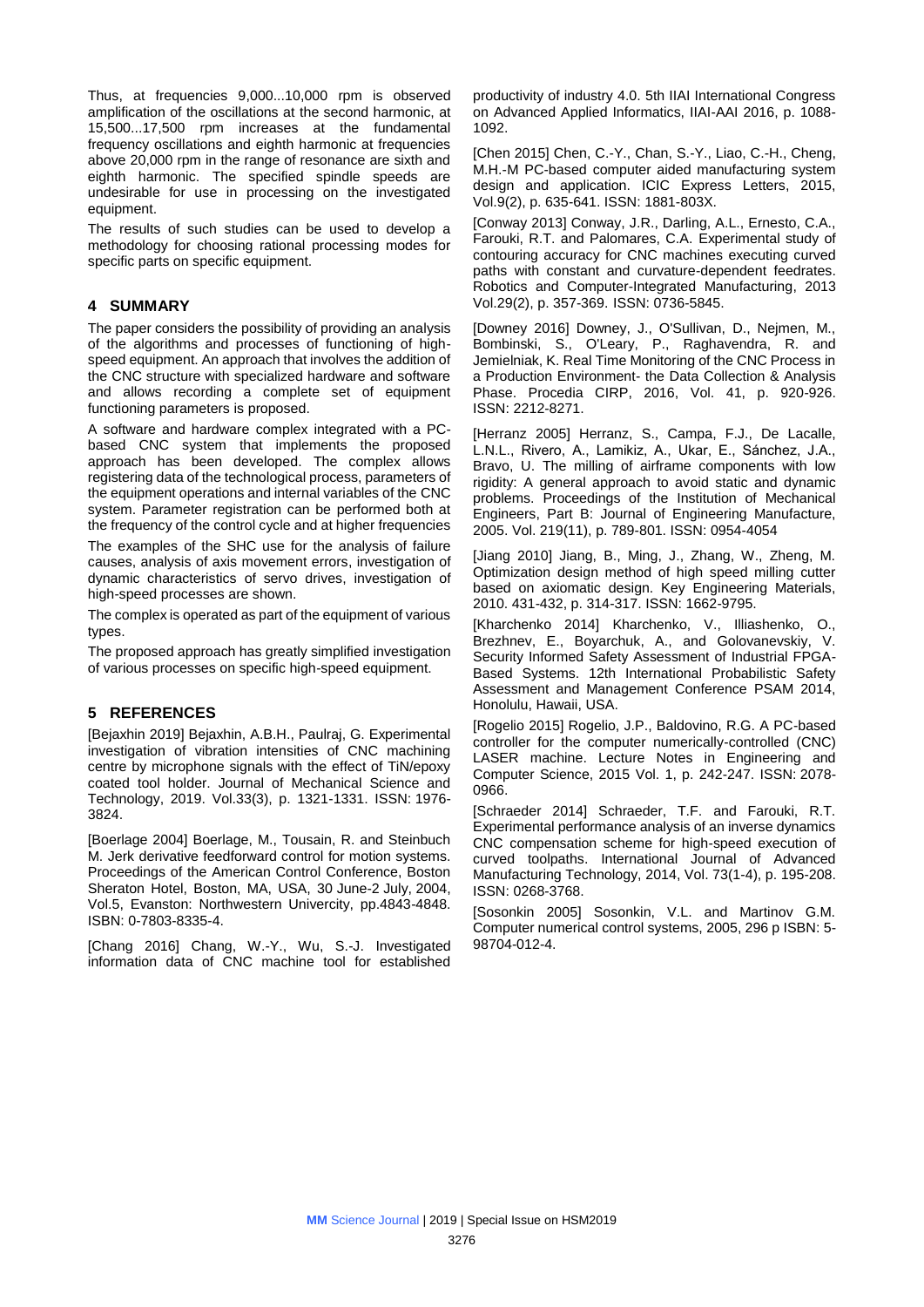Thus, at frequencies 9,000...10,000 rpm is observed amplification of the oscillations at the second harmonic, at 15,500...17,500 rpm increases at the fundamental frequency oscillations and eighth harmonic at frequencies above 20,000 rpm in the range of resonance are sixth and eighth harmonic. The specified spindle speeds are undesirable for use in processing on the investigated equipment.

The results of such studies can be used to develop a methodology for choosing rational processing modes for specific parts on specific equipment.

## 4 SUMMARY

The paper considers the possibility of providing an analysis of the algorithms and processes of functioning of high-speed equipment. An approach that involves the addition of the CNC structure with specialized hardware and software and allows recording a complete set of equipment functioning parameters is proposed.

A software and hardware complex integrated with a PC-based CNC system that implements the proposed approach has been developed. The complex allows registering data of the technological process, parameters of the equipment operations and internal variables of the CNC system. Parameter registration can be performed both at the frequency of the control cycle and at higher frequencies

The examples of the SHC use for the analysis of failure causes, analysis of axis movement errors, investigation of dynamic characteristics of servo drives, investigation of high-speed processes are shown.

The complex is operated as part of the equipment of various types.

The proposed approach has greatly simplified investigation of various processes on specific high-speed equipment.

## 5 REFERENCES

[Bejaxhin 2019] Bejaxhin, A.B.H., Paulraj, G. Experimental investigation of vibration intensities of CNC machining centre by microphone signals with the effect of TiN/epoxy coated tool holder. Journal of Mechanical Science and Technology, 2019. Vol.33(3), p. 1321-1331. ISSN: 1976-3824.

[Boerlage 2004] Boerlage, M., Tousain, R. and Steinbuch M. Jerk derivative feedforward control for motion systems. Proceedings of the American Control Conference, Boston Sheraton Hotel, Boston, MA, USA, 30 June-2 July, 2004, Vol.5, Evanston: Northwestern Univercity, pp.4843-4848. ISBN: 0-7803-8335-4.

[Chang 2016] Chang, W.-Y., Wu, S.-J. Investigated information data of CNC machine tool for established productivity of industry 4.0. 5th IIAI International Congress on Advanced Applied Informatics, IIAI-AAI 2016, p. 1088-1092.

[Chen 2015] Chen, C.-Y., Chan, S.-Y., Liao, C.-H., Cheng, M.H.-M PC-based computer aided manufacturing system design and application. ICIC Express Letters, 2015, Vol.9(2), p. 635-641. ISSN: 1881-803X.

[Conway 2013] Conway, J.R., Darling, A.L., Ernesto, C.A., Farouki, R.T. and Palomares, C.A. Experimental study of contouring accuracy for CNC machines executing curved paths with constant and curvature-dependent feedrates. Robotics and Computer-Integrated Manufacturing, 2013 Vol.29(2), p. 357-369. ISSN: 0736-5845.

[Downey 2016] Downey, J., O'Sullivan, D., Nejmen, M., Bombinski, S., O'Leary, P., Raghavendra, R. and Jemielniak, K. Real Time Monitoring of the CNC Process in a Production Environment- the Data Collection & Analysis Phase. Procedia CIRP, 2016, Vol. 41, p. 920-926. ISSN: 2212-8271.

[Herranz 2005] Herranz, S., Campa, F.J., De Lacalle, L.N.L., Rivero, A., Lamikiz, A., Ukar, E., Sánchez, J.A., Bravo, U. The milling of airframe components with low rigidity: A general approach to avoid static and dynamic problems. Proceedings of the Institution of Mechanical Engineers, Part B: Journal of Engineering Manufacture, 2005. Vol. 219(11), p. 789-801. ISSN: 0954-4054

[Jiang 2010] Jiang, B., Ming, J., Zhang, W., Zheng, M. Optimization design method of high speed milling cutter based on axiomatic design. Key Engineering Materials, 2010. 431-432, p. 314-317. ISSN: 1662-9795.

[Kharchenko 2014] Kharchenko, V., Illiashenko, O., Brezhnev, E., Boyarchuk, A., and Golovanevskiy, V. Security Informed Safety Assessment of Industrial FPGA-Based Systems. 12th International Probabilistic Safety Assessment and Management Conference PSAM 2014, Honolulu, Hawaii, USA.

[Rogelio 2015] Rogelio, J.P., Baldovino, R.G. A PC-based controller for the computer numerically-controlled (CNC) LASER machine. Lecture Notes in Engineering and Computer Science, 2015 Vol. 1, p. 242-247. ISSN: 2078-0966.

[Schraeder 2014] Schraeder, T.F. and Farouki, R.T. Experimental performance analysis of an inverse dynamics CNC compensation scheme for high-speed execution of curved toolpaths. International Journal of Advanced Manufacturing Technology, 2014, Vol. 73(1-4), p. 195-208. ISSN: 0268-3768.

[Sosonkin 2005] Sosonkin, V.L. and Martinov G.M. Computer numerical control systems, 2005, 296 p ISBN: 5-98704-012-4.